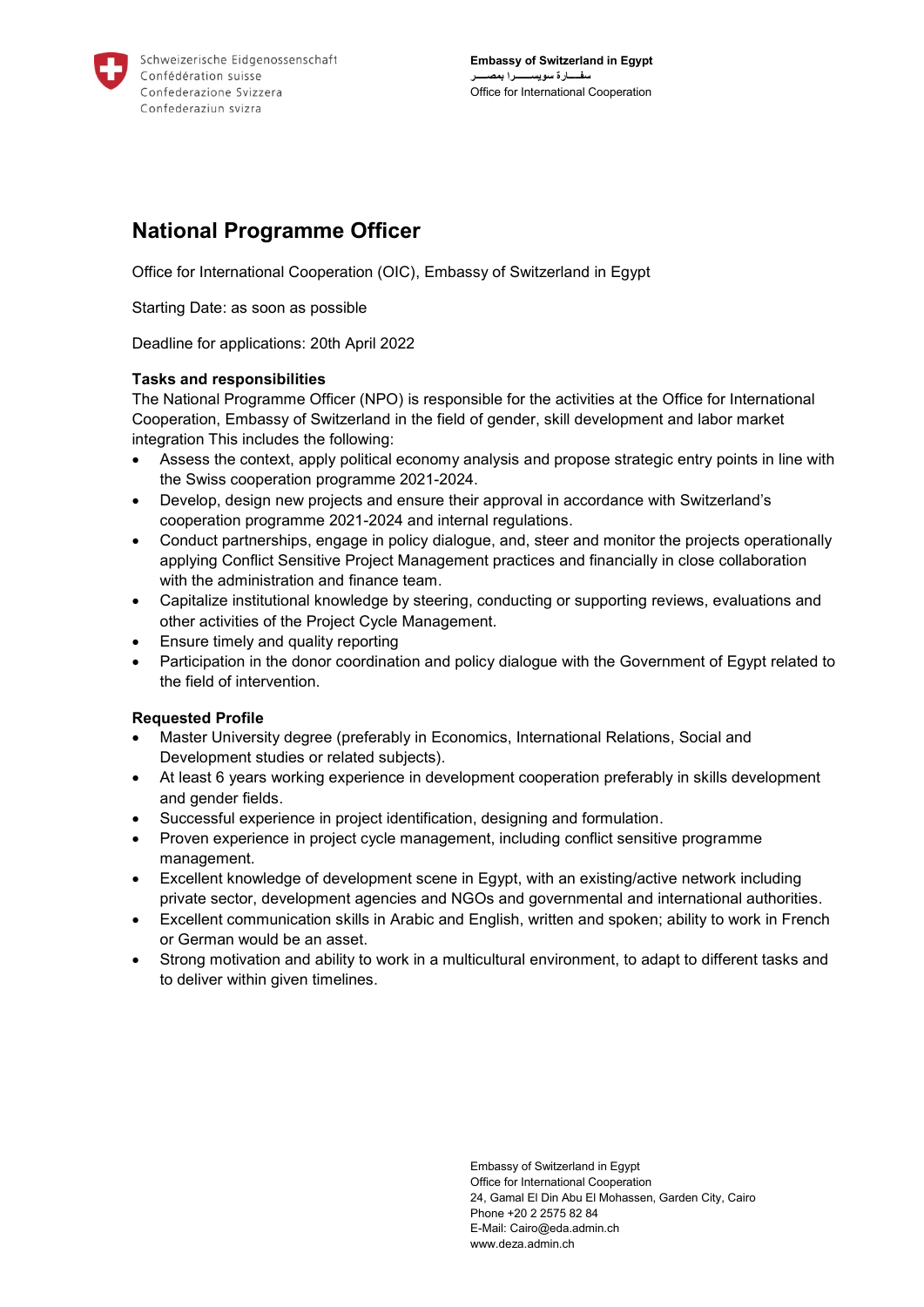Schweizerische Eidgenossenschaft
Confédération suisse
Confederazione Svizzera
Confederaziun svizra

**Embassy of Switzerland in Egypt**
سفارة سويسرا بمصر
Office for International Cooperation

# National Programme Officer

Office for International Cooperation (OIC), Embassy of Switzerland in Egypt

Starting Date: as soon as possible

Deadline for applications: 20th April 2022

**Tasks and responsibilities**

The National Programme Officer (NPO) is responsible for the activities at the Office for International Cooperation, Embassy of Switzerland in the field of gender, skill development and labor market integration This includes the following:

- Assess the context, apply political economy analysis and propose strategic entry points in line with the Swiss cooperation programme 2021-2024.
- Develop, design new projects and ensure their approval in accordance with Switzerland's cooperation programme 2021-2024 and internal regulations.
- Conduct partnerships, engage in policy dialogue, and, steer and monitor the projects operationally applying Conflict Sensitive Project Management practices and financially in close collaboration with the administration and finance team.
- Capitalize institutional knowledge by steering, conducting or supporting reviews, evaluations and other activities of the Project Cycle Management.
- Ensure timely and quality reporting
- Participation in the donor coordination and policy dialogue with the Government of Egypt related to the field of intervention.

**Requested Profile**

- Master University degree (preferably in Economics, International Relations, Social and Development studies or related subjects).
- At least 6 years working experience in development cooperation preferably in skills development and gender fields.
- Successful experience in project identification, designing and formulation.
- Proven experience in project cycle management, including conflict sensitive programme management.
- Excellent knowledge of development scene in Egypt, with an existing/active network including private sector, development agencies and NGOs and governmental and international authorities.
- Excellent communication skills in Arabic and English, written and spoken; ability to work in French or German would be an asset.
- Strong motivation and ability to work in a multicultural environment, to adapt to different tasks and to deliver within given timelines.

Embassy of Switzerland in Egypt
Office for International Cooperation
24, Gamal El Din Abu El Mohassen, Garden City, Cairo
Phone +20 2 2575 82 84
E-Mail: Cairo@eda.admin.ch
www.deza.admin.ch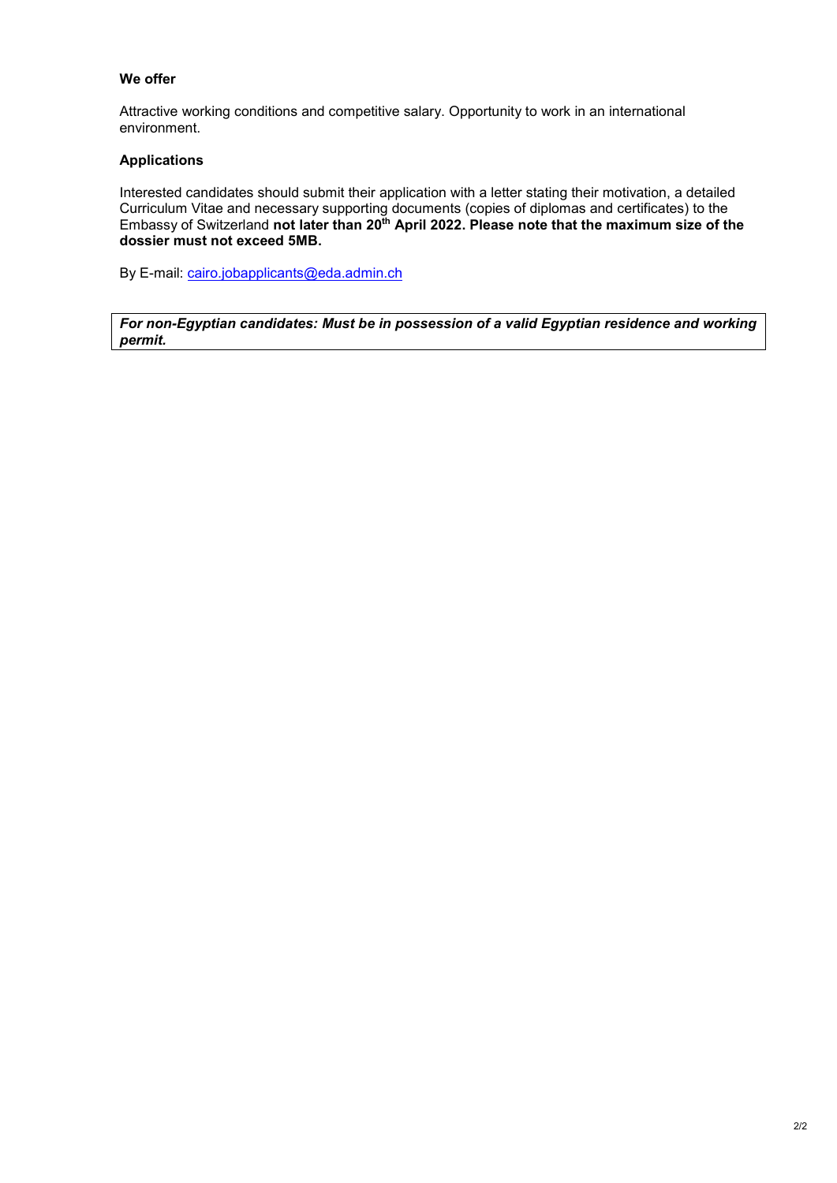**We offer**

Attractive working conditions and competitive salary. Opportunity to work in an international environment.

**Applications**

Interested candidates should submit their application with a letter stating their motivation, a detailed Curriculum Vitae and necessary supporting documents (copies of diplomas and certificates) to the Embassy of Switzerland **not later than 20th April 2022. Please note that the maximum size of the dossier must not exceed 5MB.**

By E-mail: cairo.jobapplicants@eda.admin.ch

***For non-Egyptian candidates: Must be in possession of a valid Egyptian residence and working permit.***